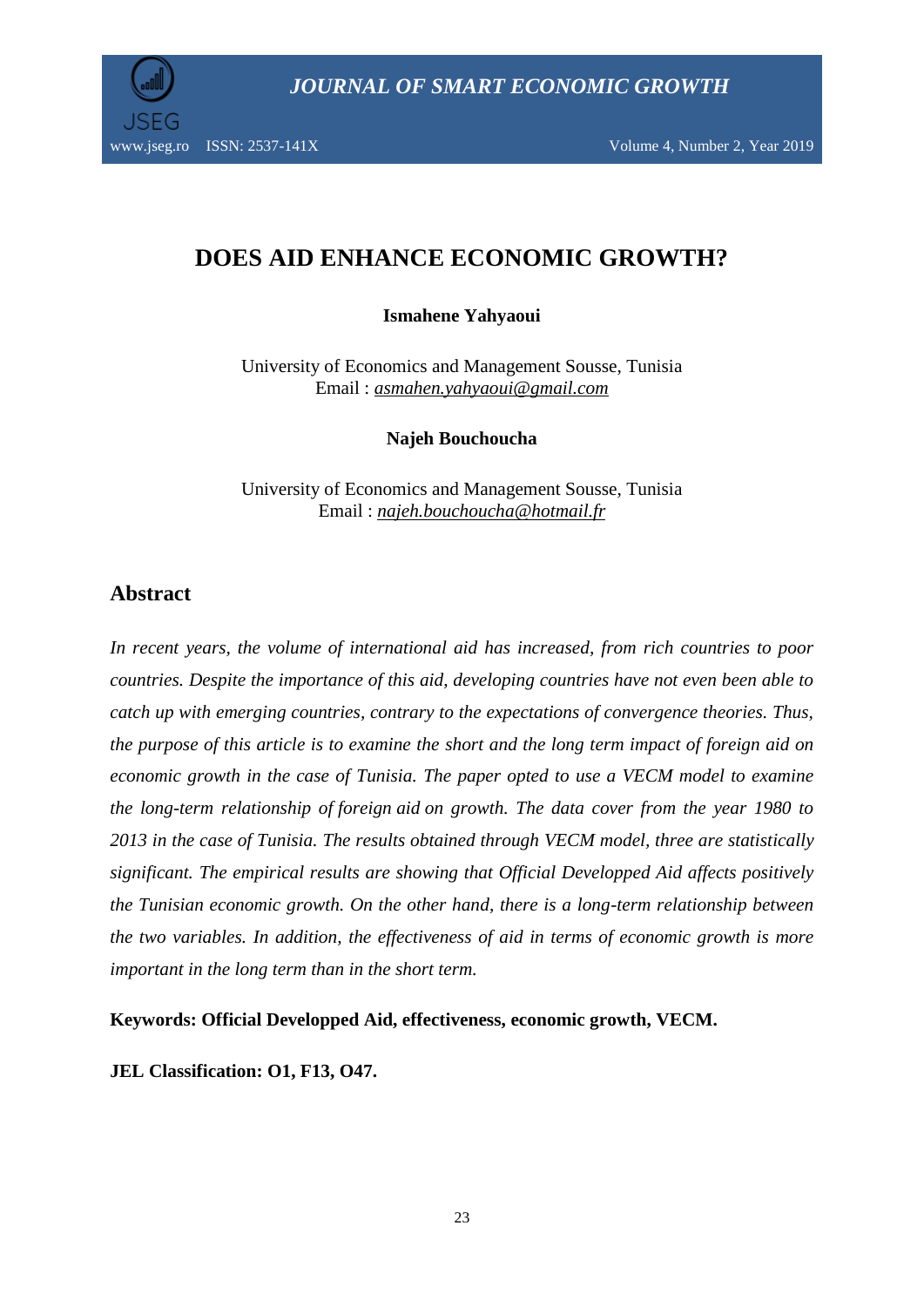# DOES AID ENHANCE ECONOMIC GROWTH?

**Ismahene Yahyaoui**

University of Economics and Management Sousse, Tunisia
Email : *asmahen.yahyaoui@gmail.com*

**Najeh Bouchoucha**

University of Economics and Management Sousse, Tunisia
Email : *najeh.bouchoucha@hotmail.fr*

## Abstract

*In recent years, the volume of international aid has increased, from rich countries to poor countries. Despite the importance of this aid, developing countries have not even been able to catch up with emerging countries, contrary to the expectations of convergence theories. Thus, the purpose of this article is to examine the short and the long term impact of foreign aid on economic growth in the case of Tunisia. The paper opted to use a VECM model to examine the long-term relationship of foreign aid on growth. The data cover from the year 1980 to 2013 in the case of Tunisia. The results obtained through VECM model, three are statistically significant. The empirical results are showing that Official Developped Aid affects positively the Tunisian economic growth. On the other hand, there is a long-term relationship between the two variables. In addition, the effectiveness of aid in terms of economic growth is more important in the long term than in the short term.*

**Keywords: Official Developped Aid, effectiveness, economic growth, VECM.**

**JEL Classification: O1, F13, O47.**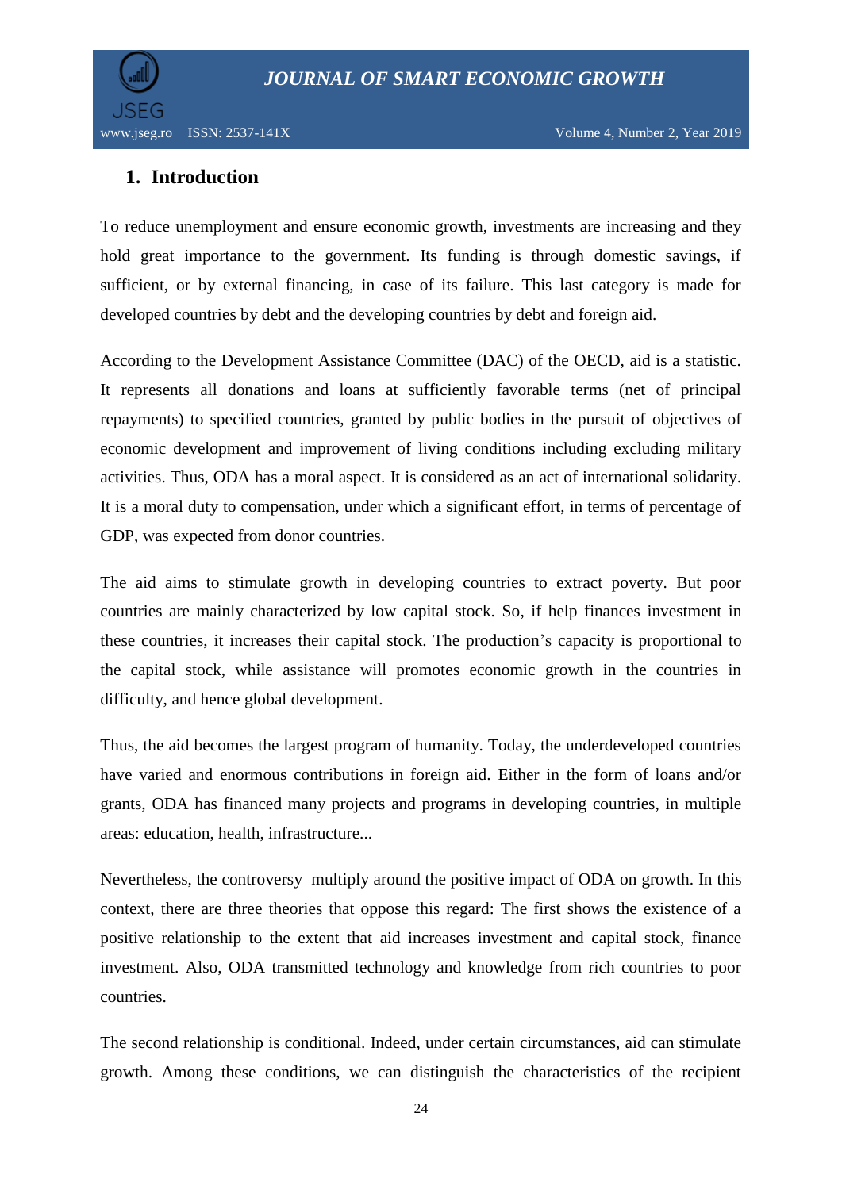## 1. Introduction

To reduce unemployment and ensure economic growth, investments are increasing and they hold great importance to the government. Its funding is through domestic savings, if sufficient, or by external financing, in case of its failure. This last category is made for developed countries by debt and the developing countries by debt and foreign aid.

According to the Development Assistance Committee (DAC) of the OECD, aid is a statistic. It represents all donations and loans at sufficiently favorable terms (net of principal repayments) to specified countries, granted by public bodies in the pursuit of objectives of economic development and improvement of living conditions including excluding military activities. Thus, ODA has a moral aspect. It is considered as an act of international solidarity. It is a moral duty to compensation, under which a significant effort, in terms of percentage of GDP, was expected from donor countries.

The aid aims to stimulate growth in developing countries to extract poverty. But poor countries are mainly characterized by low capital stock. So, if help finances investment in these countries, it increases their capital stock. The production's capacity is proportional to the capital stock, while assistance will promotes economic growth in the countries in difficulty, and hence global development.

Thus, the aid becomes the largest program of humanity. Today, the underdeveloped countries have varied and enormous contributions in foreign aid. Either in the form of loans and/or grants, ODA has financed many projects and programs in developing countries, in multiple areas: education, health, infrastructure...

Nevertheless, the controversy multiply around the positive impact of ODA on growth. In this context, there are three theories that oppose this regard: The first shows the existence of a positive relationship to the extent that aid increases investment and capital stock, finance investment. Also, ODA transmitted technology and knowledge from rich countries to poor countries.

The second relationship is conditional. Indeed, under certain circumstances, aid can stimulate growth. Among these conditions, we can distinguish the characteristics of the recipient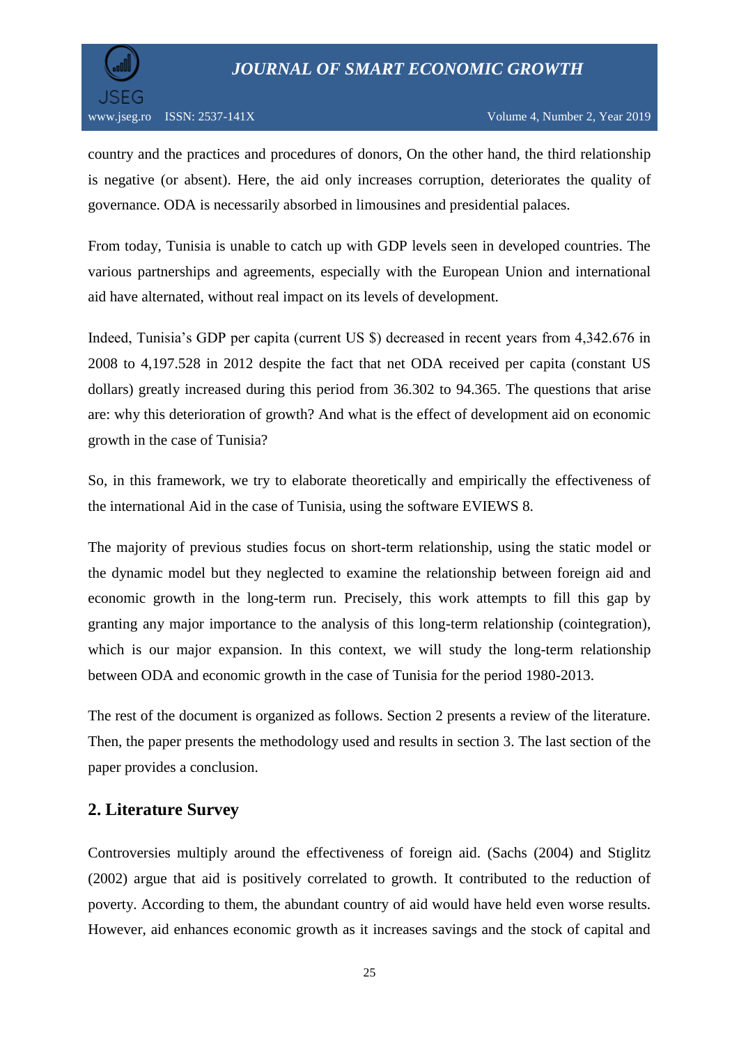country and the practices and procedures of donors, On the other hand, the third relationship is negative (or absent). Here, the aid only increases corruption, deteriorates the quality of governance. ODA is necessarily absorbed in limousines and presidential palaces.

From today, Tunisia is unable to catch up with GDP levels seen in developed countries. The various partnerships and agreements, especially with the European Union and international aid have alternated, without real impact on its levels of development.

Indeed, Tunisia's GDP per capita (current US $) decreased in recent years from 4,342.676 in 2008 to 4,197.528 in 2012 despite the fact that net ODA received per capita (constant US dollars) greatly increased during this period from 36.302 to 94.365. The questions that arise are: why this deterioration of growth? And what is the effect of development aid on economic growth in the case of Tunisia?

So, in this framework, we try to elaborate theoretically and empirically the effectiveness of the international Aid in the case of Tunisia, using the software EVIEWS 8.

The majority of previous studies focus on short-term relationship, using the static model or the dynamic model but they neglected to examine the relationship between foreign aid and economic growth in the long-term run. Precisely, this work attempts to fill this gap by granting any major importance to the analysis of this long-term relationship (cointegration), which is our major expansion. In this context, we will study the long-term relationship between ODA and economic growth in the case of Tunisia for the period 1980-2013.

The rest of the document is organized as follows. Section 2 presents a review of the literature. Then, the paper presents the methodology used and results in section 3. The last section of the paper provides a conclusion.

## 2. Literature Survey

Controversies multiply around the effectiveness of foreign aid. (Sachs (2004) and Stiglitz (2002) argue that aid is positively correlated to growth. It contributed to the reduction of poverty. According to them, the abundant country of aid would have held even worse results. However, aid enhances economic growth as it increases savings and the stock of capital and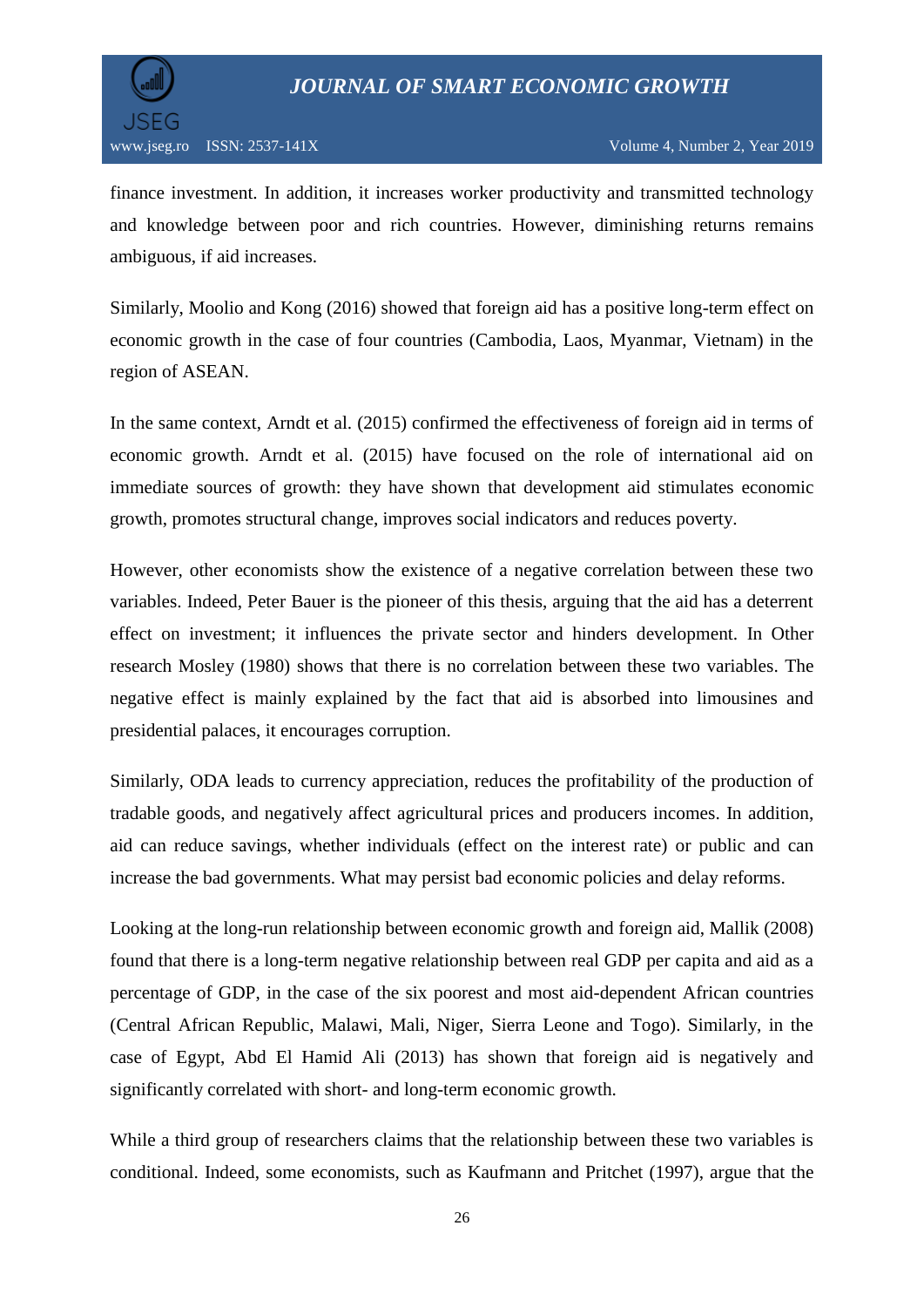finance investment. In addition, it increases worker productivity and transmitted technology and knowledge between poor and rich countries. However, diminishing returns remains ambiguous, if aid increases.

Similarly, Moolio and Kong (2016) showed that foreign aid has a positive long-term effect on economic growth in the case of four countries (Cambodia, Laos, Myanmar, Vietnam) in the region of ASEAN.

In the same context, Arndt et al. (2015) confirmed the effectiveness of foreign aid in terms of economic growth. Arndt et al. (2015) have focused on the role of international aid on immediate sources of growth: they have shown that development aid stimulates economic growth, promotes structural change, improves social indicators and reduces poverty.

However, other economists show the existence of a negative correlation between these two variables. Indeed, Peter Bauer is the pioneer of this thesis, arguing that the aid has a deterrent effect on investment; it influences the private sector and hinders development. In Other research Mosley (1980) shows that there is no correlation between these two variables. The negative effect is mainly explained by the fact that aid is absorbed into limousines and presidential palaces, it encourages corruption.

Similarly, ODA leads to currency appreciation, reduces the profitability of the production of tradable goods, and negatively affect agricultural prices and producers incomes. In addition, aid can reduce savings, whether individuals (effect on the interest rate) or public and can increase the bad governments. What may persist bad economic policies and delay reforms.

Looking at the long-run relationship between economic growth and foreign aid, Mallik (2008) found that there is a long-term negative relationship between real GDP per capita and aid as a percentage of GDP, in the case of the six poorest and most aid-dependent African countries (Central African Republic, Malawi, Mali, Niger, Sierra Leone and Togo). Similarly, in the case of Egypt, Abd El Hamid Ali (2013) has shown that foreign aid is negatively and significantly correlated with short- and long-term economic growth.

While a third group of researchers claims that the relationship between these two variables is conditional. Indeed, some economists, such as Kaufmann and Pritchet (1997), argue that the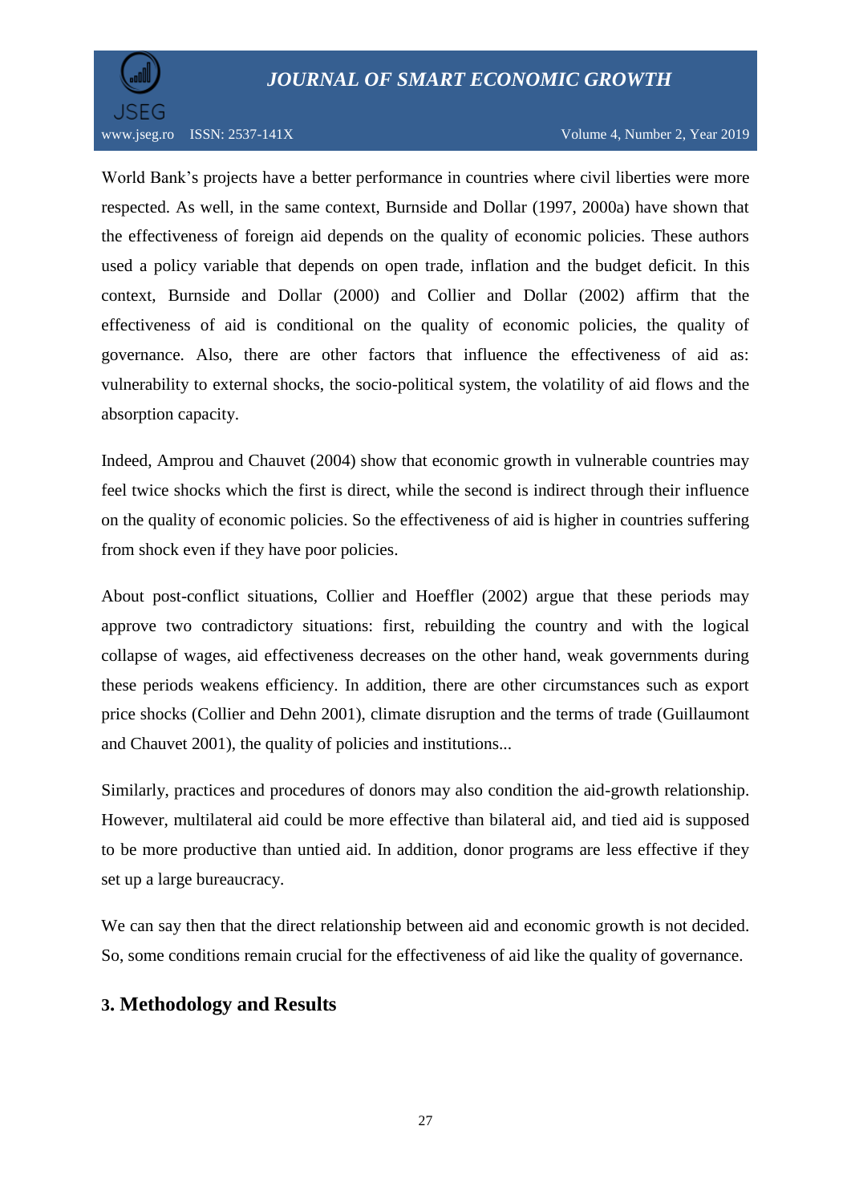World Bank's projects have a better performance in countries where civil liberties were more respected. As well, in the same context, Burnside and Dollar (1997, 2000a) have shown that the effectiveness of foreign aid depends on the quality of economic policies. These authors used a policy variable that depends on open trade, inflation and the budget deficit. In this context, Burnside and Dollar (2000) and Collier and Dollar (2002) affirm that the effectiveness of aid is conditional on the quality of economic policies, the quality of governance. Also, there are other factors that influence the effectiveness of aid as: vulnerability to external shocks, the socio-political system, the volatility of aid flows and the absorption capacity.

Indeed, Amprou and Chauvet (2004) show that economic growth in vulnerable countries may feel twice shocks which the first is direct, while the second is indirect through their influence on the quality of economic policies. So the effectiveness of aid is higher in countries suffering from shock even if they have poor policies.

About post-conflict situations, Collier and Hoeffler (2002) argue that these periods may approve two contradictory situations: first, rebuilding the country and with the logical collapse of wages, aid effectiveness decreases on the other hand, weak governments during these periods weakens efficiency. In addition, there are other circumstances such as export price shocks (Collier and Dehn 2001), climate disruption and the terms of trade (Guillaumont and Chauvet 2001), the quality of policies and institutions...

Similarly, practices and procedures of donors may also condition the aid-growth relationship. However, multilateral aid could be more effective than bilateral aid, and tied aid is supposed to be more productive than untied aid. In addition, donor programs are less effective if they set up a large bureaucracy.

We can say then that the direct relationship between aid and economic growth is not decided. So, some conditions remain crucial for the effectiveness of aid like the quality of governance.

## 3. Methodology and Results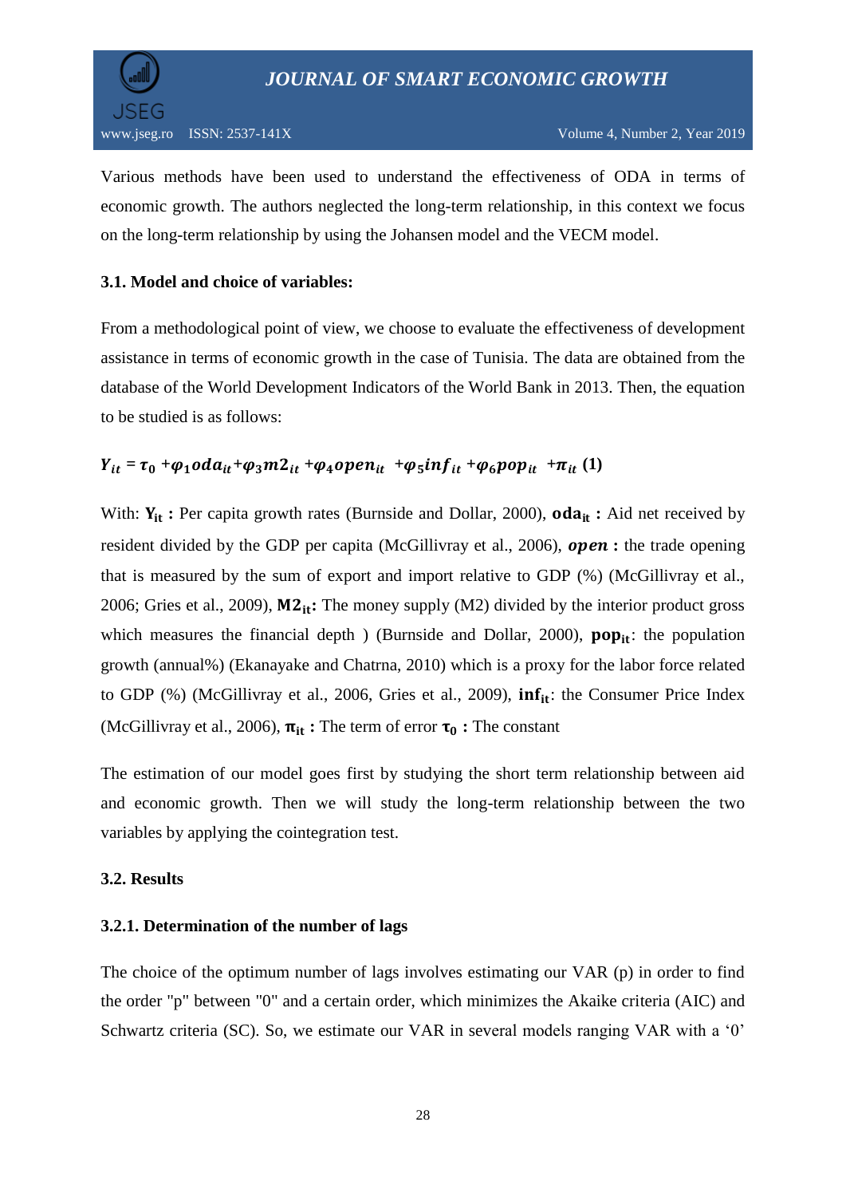Various methods have been used to understand the effectiveness of ODA in terms of economic growth. The authors neglected the long-term relationship, in this context we focus on the long-term relationship by using the Johansen model and the VECM model.

### 3.1. Model and choice of variables:

From a methodological point of view, we choose to evaluate the effectiveness of development assistance in terms of economic growth in the case of Tunisia. The data are obtained from the database of the World Development Indicators of the World Bank in 2013. Then, the equation to be studied is as follows:

$$Y_{it} = \tau_0 + \varphi_1 oda_{it} + \varphi_3 m2_{it} + \varphi_4 open_{it} + \varphi_5 inf_{it} + \varphi_6 pop_{it} + \pi_{it} \quad (1)$$

With: $\mathbf{Y_{it}}$ **:** Per capita growth rates (Burnside and Dollar, 2000), $\mathbf{oda_{it}}$ **:** Aid net received by resident divided by the GDP per capita (McGillivray et al., 2006), ***open*** **:** the trade opening that is measured by the sum of export and import relative to GDP (%) (McGillivray et al., 2006; Gries et al., 2009), $\mathbf{M2_{it}}$**:** The money supply (M2) divided by the interior product gross which measures the financial depth ) (Burnside and Dollar, 2000), $\mathbf{pop_{it}}$: the population growth (annual%) (Ekanayake and Chatrna, 2010) which is a proxy for the labor force related to GDP (%) (McGillivray et al., 2006, Gries et al., 2009), $\mathbf{inf_{it}}$: the Consumer Price Index (McGillivray et al., 2006), $\boldsymbol{\pi_{it}}$ **:** The term of error $\boldsymbol{\tau_0}$ **:** The constant

The estimation of our model goes first by studying the short term relationship between aid and economic growth. Then we will study the long-term relationship between the two variables by applying the cointegration test.

### 3.2. Results

#### 3.2.1. Determination of the number of lags

The choice of the optimum number of lags involves estimating our VAR (p) in order to find the order "p" between "0" and a certain order, which minimizes the Akaike criteria (AIC) and Schwartz criteria (SC). So, we estimate our VAR in several models ranging VAR with a '0'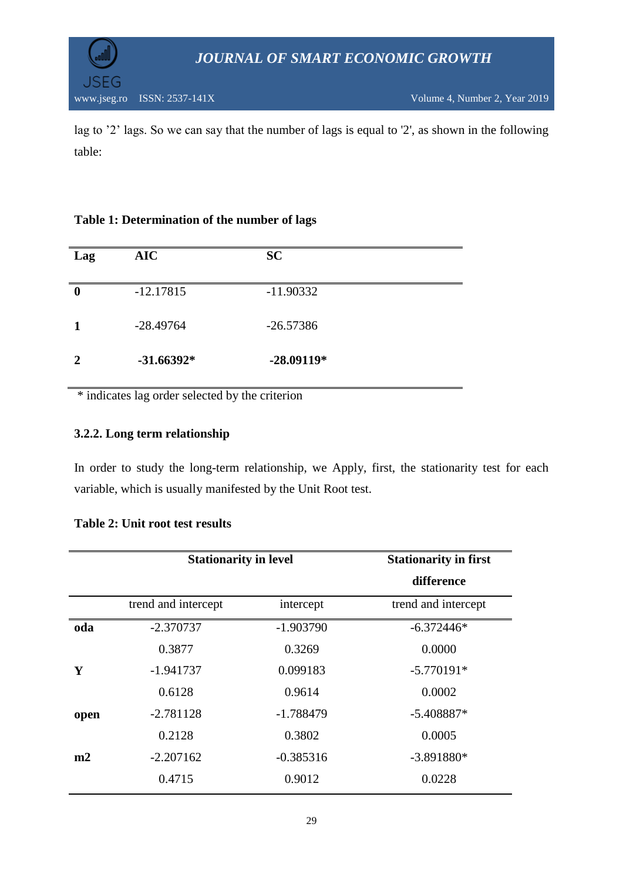lag to ’2’ lags. So we can say that the number of lags is equal to '2', as shown in the following table:

**Table 1: Determination of the number of lags**

| Lag | AIC | SC |
|---|---|---|
| **0** | -12.17815 | -11.90332 |
| **1** | -28.49764 | -26.57386 |
| **2** | **-31.66392*** | **-28.09119*** |

* indicates lag order selected by the criterion

### 3.2.2. Long term relationship

In order to study the long-term relationship, we Apply, first, the stationarity test for each variable, which is usually manifested by the Unit Root test.

**Table 2: Unit root test results**

| | **Stationarity in level** | | **Stationarity in first difference** |
|---|---|---|---|
| | trend and intercept | intercept | trend and intercept |
| **oda** | -2.370737 | -1.903790 | -6.372446* |
| | 0.3877 | 0.3269 | 0.0000 |
| **Y** | -1.941737 | 0.099183 | -5.770191* |
| | 0.6128 | 0.9614 | 0.0002 |
| **open** | -2.781128 | -1.788479 | -5.408887* |
| | 0.2128 | 0.3802 | 0.0005 |
| **m2** | -2.207162 | -0.385316 | -3.891880* |
| | 0.4715 | 0.9012 | 0.0228 |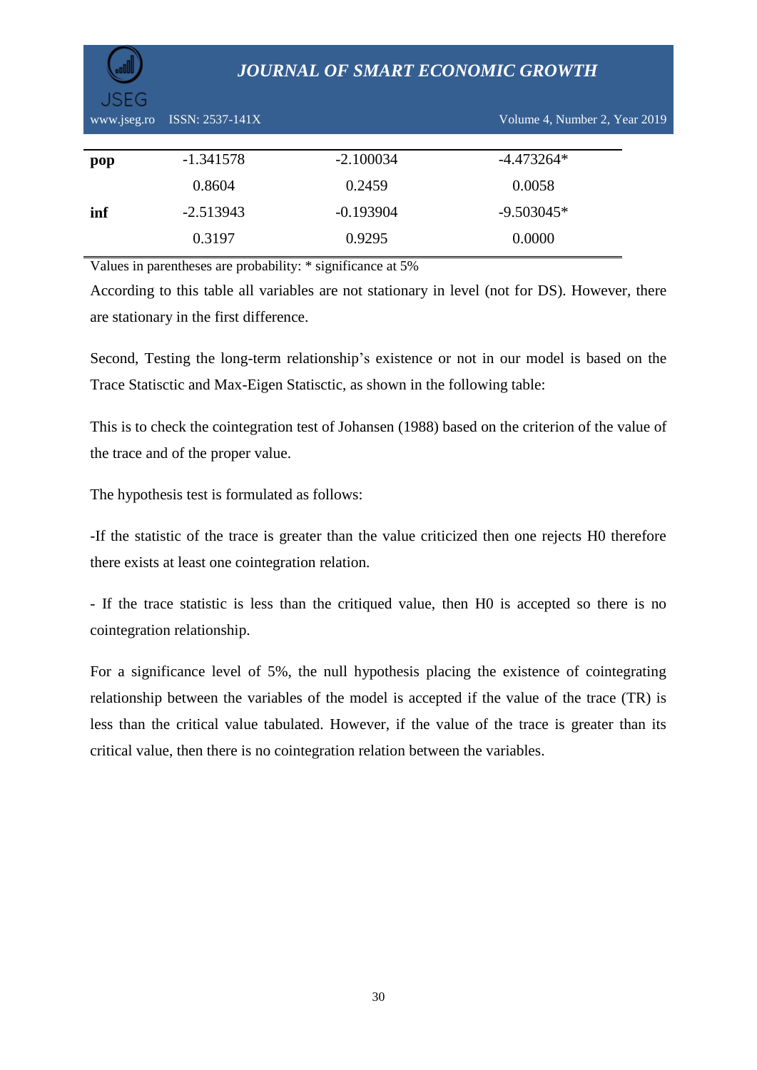| | | | |
|---|---|---|---|
| **pop** | -1.341578 | -2.100034 | -4.473264* |
| | 0.8604 | 0.2459 | 0.0058 |
| **inf** | -2.513943 | -0.193904 | -9.503045* |
| | 0.3197 | 0.9295 | 0.0000 |

Values in parentheses are probability: * significance at 5%

According to this table all variables are not stationary in level (not for DS). However, there are stationary in the first difference.

Second, Testing the long-term relationship's existence or not in our model is based on the Trace Statisctic and Max-Eigen Statisctic, as shown in the following table:

This is to check the cointegration test of Johansen (1988) based on the criterion of the value of the trace and of the proper value.

The hypothesis test is formulated as follows:

-If the statistic of the trace is greater than the value criticized then one rejects H0 therefore there exists at least one cointegration relation.

- If the trace statistic is less than the critiqued value, then H0 is accepted so there is no cointegration relationship.

For a significance level of 5%, the null hypothesis placing the existence of cointegrating relationship between the variables of the model is accepted if the value of the trace (TR) is less than the critical value tabulated. However, if the value of the trace is greater than its critical value, then there is no cointegration relation between the variables.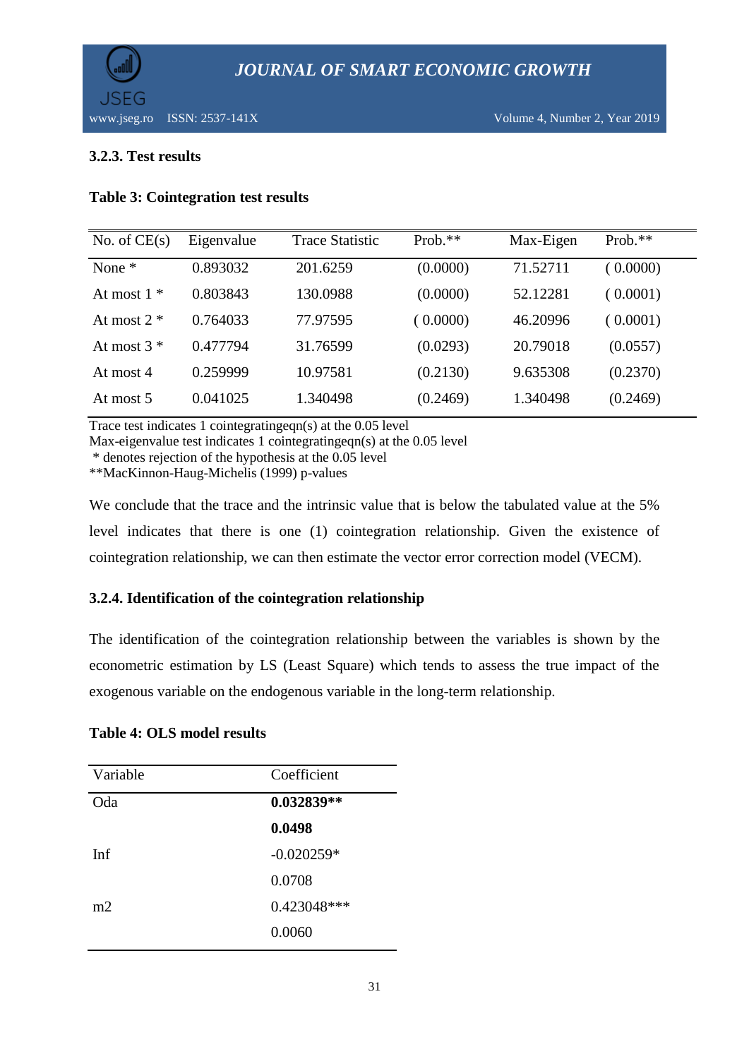### 3.2.3. Test results

**Table 3: Cointegration test results**

| No. of CE(s) | Eigenvalue | Trace Statistic | Prob.** | Max-Eigen | Prob.** |
|---|---|---|---|---|---|
| None * | 0.893032 | 201.6259 | (0.0000) | 71.52711 | ( 0.0000) |
| At most 1 * | 0.803843 | 130.0988 | (0.0000) | 52.12281 | ( 0.0001) |
| At most 2 * | 0.764033 | 77.97595 | ( 0.0000) | 46.20996 | ( 0.0001) |
| At most 3 * | 0.477794 | 31.76599 | (0.0293) | 20.79018 | (0.0557) |
| At most 4 | 0.259999 | 10.97581 | (0.2130) | 9.635308 | (0.2370) |
| At most 5 | 0.041025 | 1.340498 | (0.2469) | 1.340498 | (0.2469) |

Trace test indicates 1 cointegratingeqn(s) at the 0.05 level
Max-eigenvalue test indicates 1 cointegratingeqn(s) at the 0.05 level
* denotes rejection of the hypothesis at the 0.05 level
**MacKinnon-Haug-Michelis (1999) p-values

We conclude that the trace and the intrinsic value that is below the tabulated value at the 5% level indicates that there is one (1) cointegration relationship. Given the existence of cointegration relationship, we can then estimate the vector error correction model (VECM).

### 3.2.4. Identification of the cointegration relationship

The identification of the cointegration relationship between the variables is shown by the econometric estimation by LS (Least Square) which tends to assess the true impact of the exogenous variable on the endogenous variable in the long-term relationship.

**Table 4: OLS model results**

| Variable | Coefficient |
|---|---|
| Oda | **0.032839**** |
| | **0.0498** |
| Inf | -0.020259* |
| | 0.0708 |
| m2 | 0.423048*** |
| | 0.0060 |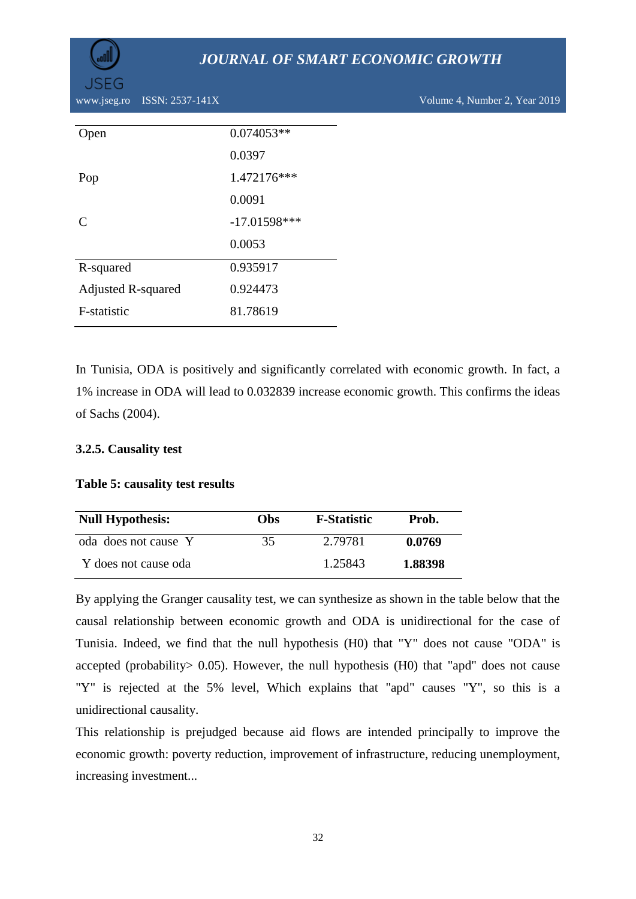| | |
|---|---|
| Open | 0.074053** |
| | 0.0397 |
| Pop | 1.472176*** |
| | 0.0091 |
| C | -17.01598*** |
| | 0.0053 |
| R-squared | 0.935917 |
| Adjusted R-squared | 0.924473 |
| F-statistic | 81.78619 |

In Tunisia, ODA is positively and significantly correlated with economic growth. In fact, a 1% increase in ODA will lead to 0.032839 increase economic growth. This confirms the ideas of Sachs (2004).

#### 3.2.5. Causality test

**Table 5: causality test results**

| **Null Hypothesis:** | **Obs** | **F-Statistic** | **Prob.** |
|---|---|---|---|
| oda does not cause Y | 35 | 2.79781 | **0.0769** |
| Y does not cause oda | | 1.25843 | **1.88398** |

By applying the Granger causality test, we can synthesize as shown in the table below that the causal relationship between economic growth and ODA is unidirectional for the case of Tunisia. Indeed, we find that the null hypothesis (H0) that "Y" does not cause "ODA" is accepted (probability> 0.05). However, the null hypothesis (H0) that "apd" does not cause "Y" is rejected at the 5% level, Which explains that "apd" causes "Y", so this is a unidirectional causality.

This relationship is prejudged because aid flows are intended principally to improve the economic growth: poverty reduction, improvement of infrastructure, reducing unemployment, increasing investment...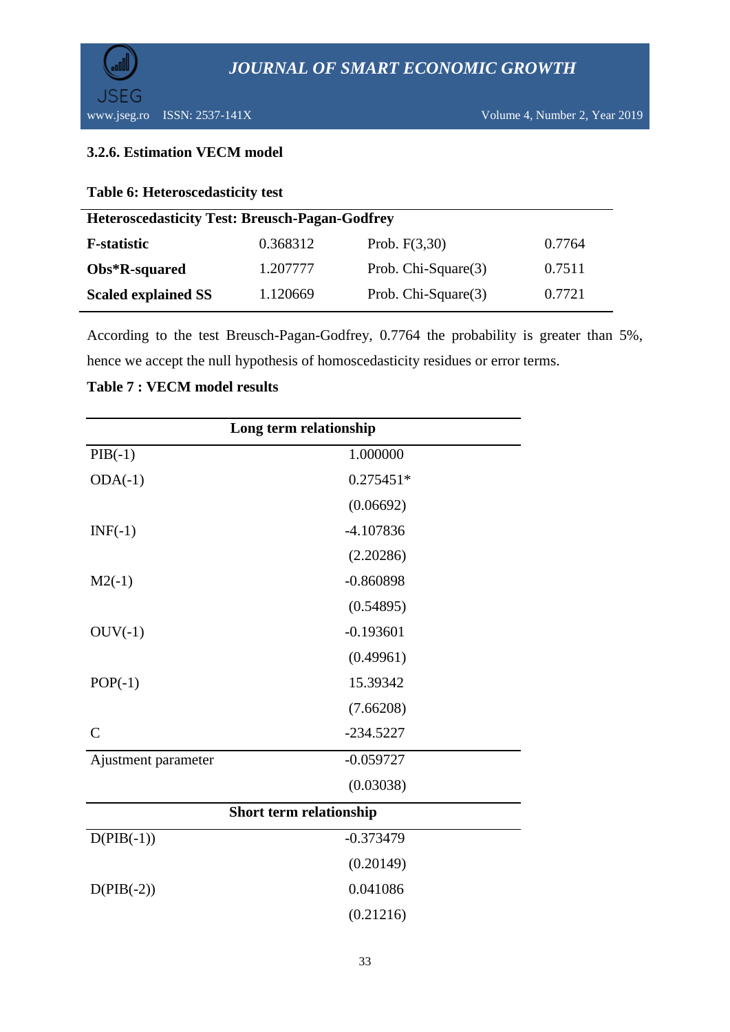### 3.2.6. Estimation VECM model

**Table 6: Heteroscedasticity test**

| Heteroscedasticity Test: Breusch-Pagan-Godfrey | | | |
|---|---|---|---|
| **F-statistic** | 0.368312 | Prob. F(3,30) | 0.7764 |
| **Obs*R-squared** | 1.207777 | Prob. Chi-Square(3) | 0.7511 |
| **Scaled explained SS** | 1.120669 | Prob. Chi-Square(3) | 0.7721 |

According to the test Breusch-Pagan-Godfrey, 0.7764 the probability is greater than 5%, hence we accept the null hypothesis of homoscedasticity residues or error terms.

**Table 7 : VECM model results**

| **Long term relationship** | |
|---|---|
| PIB(-1) | 1.000000 |
| ODA(-1) | 0.275451* |
| | (0.06692) |
| INF(-1) | -4.107836 |
| | (2.20286) |
| M2(-1) | -0.860898 |
| | (0.54895) |
| OUV(-1) | -0.193601 |
| | (0.49961) |
| POP(-1) | 15.39342 |
| | (7.66208) |
| C | -234.5227 |
| Ajustment parameter | -0.059727 |
| | (0.03038) |
| **Short term relationship** | |
| D(PIB(-1)) | -0.373479 |
| | (0.20149) |
| D(PIB(-2)) | 0.041086 |
| | (0.21216) |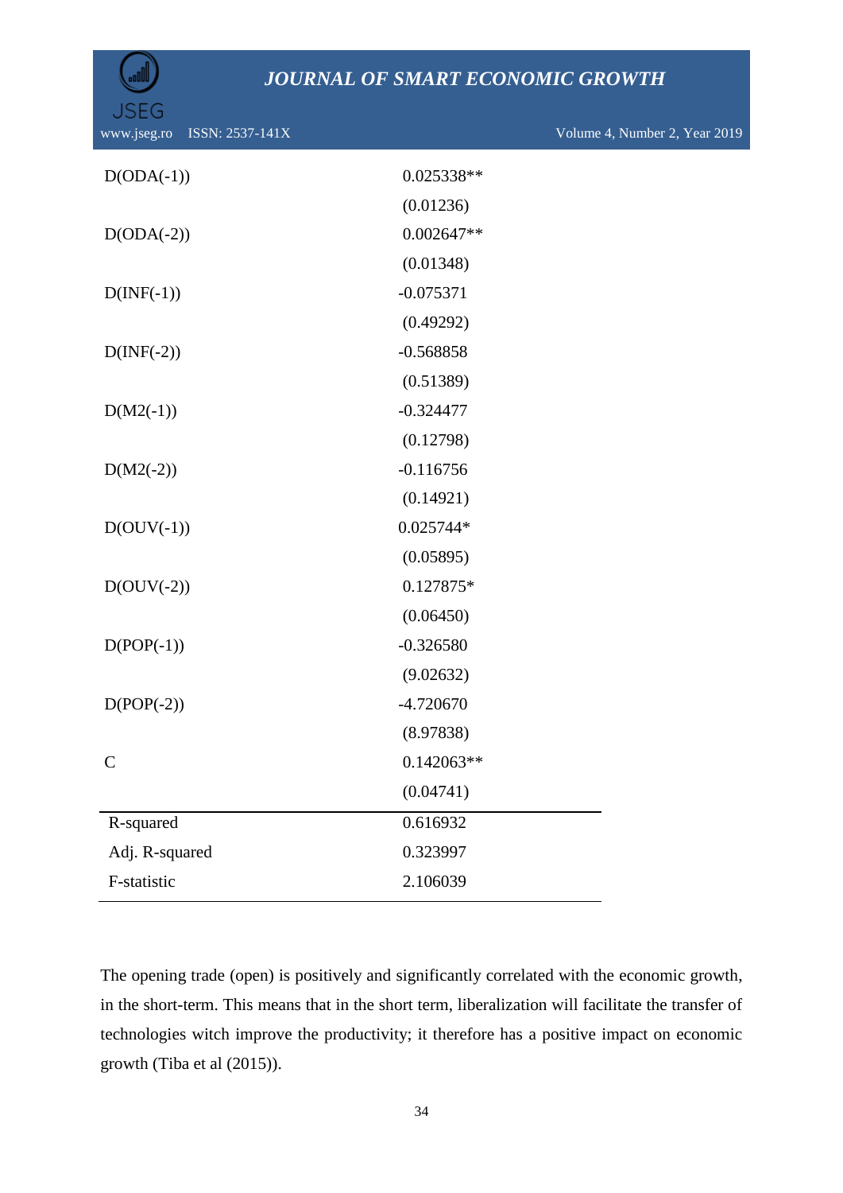| | |
|---|---|
| D(ODA(-1)) | 0.025338** |
| | (0.01236) |
| D(ODA(-2)) | 0.002647** |
| | (0.01348) |
| D(INF(-1)) | -0.075371 |
| | (0.49292) |
| D(INF(-2)) | -0.568858 |
| | (0.51389) |
| D(M2(-1)) | -0.324477 |
| | (0.12798) |
| D(M2(-2)) | -0.116756 |
| | (0.14921) |
| D(OUV(-1)) | 0.025744* |
| | (0.05895) |
| D(OUV(-2)) | 0.127875* |
| | (0.06450) |
| D(POP(-1)) | -0.326580 |
| | (9.02632) |
| D(POP(-2)) | -4.720670 |
| | (8.97838) |
| C | 0.142063** |
| | (0.04741) |
| R-squared | 0.616932 |
| Adj. R-squared | 0.323997 |
| F-statistic | 2.106039 |

The opening trade (open) is positively and significantly correlated with the economic growth, in the short-term. This means that in the short term, liberalization will facilitate the transfer of technologies witch improve the productivity; it therefore has a positive impact on economic growth (Tiba et al (2015)).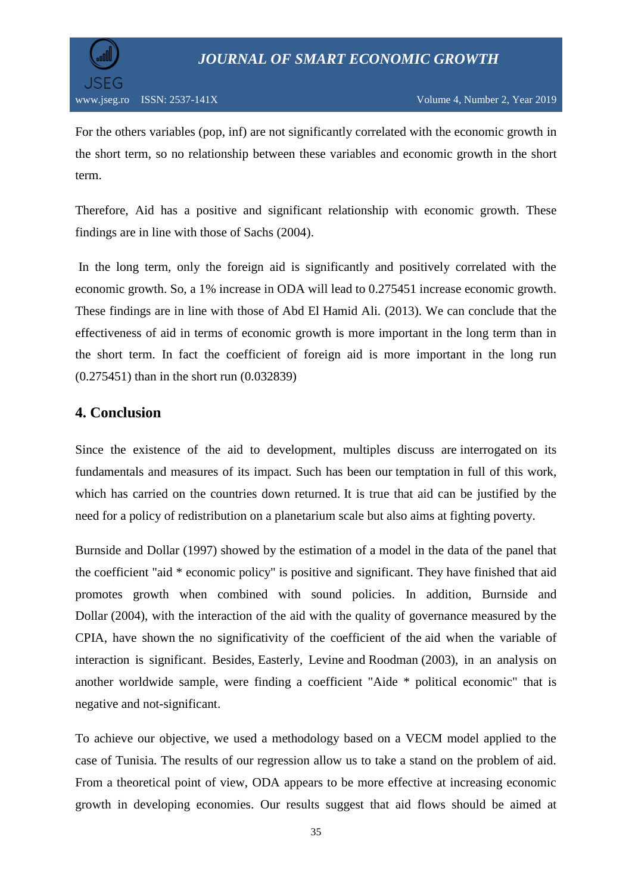For the others variables (pop, inf) are not significantly correlated with the economic growth in the short term, so no relationship between these variables and economic growth in the short term.

Therefore, Aid has a positive and significant relationship with economic growth. These findings are in line with those of Sachs (2004).

In the long term, only the foreign aid is significantly and positively correlated with the economic growth. So, a 1% increase in ODA will lead to 0.275451 increase economic growth. These findings are in line with those of Abd El Hamid Ali. (2013). We can conclude that the effectiveness of aid in terms of economic growth is more important in the long term than in the short term. In fact the coefficient of foreign aid is more important in the long run (0.275451) than in the short run (0.032839)

## 4. Conclusion

Since the existence of the aid to development, multiples discuss are interrogated on its fundamentals and measures of its impact. Such has been our temptation in full of this work, which has carried on the countries down returned. It is true that aid can be justified by the need for a policy of redistribution on a planetarium scale but also aims at fighting poverty.

Burnside and Dollar (1997) showed by the estimation of a model in the data of the panel that the coefficient "aid * economic policy" is positive and significant. They have finished that aid promotes growth when combined with sound policies. In addition, Burnside and Dollar (2004), with the interaction of the aid with the quality of governance measured by the CPIA, have shown the no significativity of the coefficient of the aid when the variable of interaction is significant. Besides, Easterly, Levine and Roodman (2003), in an analysis on another worldwide sample, were finding a coefficient "Aide * political economic" that is negative and not-significant.

To achieve our objective, we used a methodology based on a VECM model applied to the case of Tunisia. The results of our regression allow us to take a stand on the problem of aid. From a theoretical point of view, ODA appears to be more effective at increasing economic growth in developing economies. Our results suggest that aid flows should be aimed at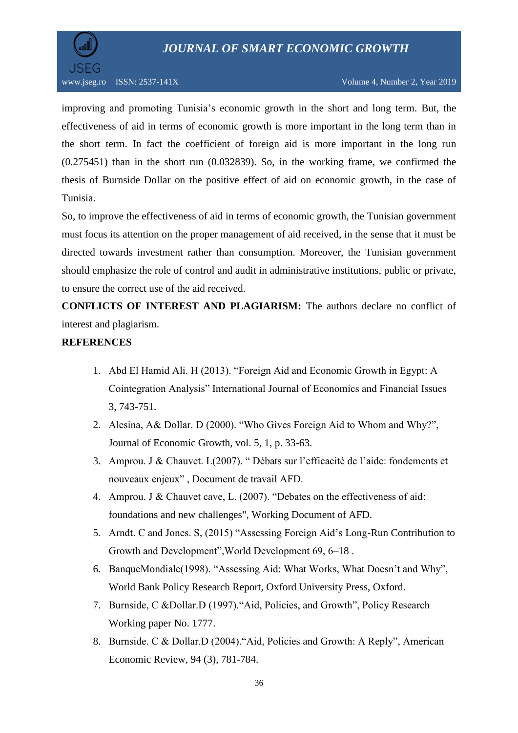improving and promoting Tunisia's economic growth in the short and long term. But, the effectiveness of aid in terms of economic growth is more important in the long term than in the short term. In fact the coefficient of foreign aid is more important in the long run (0.275451) than in the short run (0.032839). So, in the working frame, we confirmed the thesis of Burnside Dollar on the positive effect of aid on economic growth, in the case of Tunisia.

So, to improve the effectiveness of aid in terms of economic growth, the Tunisian government must focus its attention on the proper management of aid received, in the sense that it must be directed towards investment rather than consumption. Moreover, the Tunisian government should emphasize the role of control and audit in administrative institutions, public or private, to ensure the correct use of the aid received.

**CONFLICTS OF INTEREST AND PLAGIARISM:** The authors declare no conflict of interest and plagiarism.

**REFERENCES**

1. Abd El Hamid Ali. H (2013). "Foreign Aid and Economic Growth in Egypt: A Cointegration Analysis" International Journal of Economics and Financial Issues 3, 743-751.
2. Alesina, A& Dollar. D (2000). "Who Gives Foreign Aid to Whom and Why?", Journal of Economic Growth, vol. 5, 1, p. 33-63.
3. Amprou. J & Chauvet. L(2007). " Débats sur l'efficacité de l'aide: fondements et nouveaux enjeux" , Document de travail AFD.
4. Amprou. J & Chauvet cave, L. (2007). "Debates on the effectiveness of aid: foundations and new challenges", Working Document of AFD.
5. Arndt. C and Jones. S, (2015) "Assessing Foreign Aid's Long-Run Contribution to Growth and Development",World Development 69, 6–18 .
6. BanqueMondiale(1998). "Assessing Aid: What Works, What Doesn't and Why", World Bank Policy Research Report, Oxford University Press, Oxford.
7. Burnside, C &Dollar.D (1997)."Aid, Policies, and Growth", Policy Research Working paper No. 1777.
8. Burnside. C & Dollar.D (2004)."Aid, Policies and Growth: A Reply", American Economic Review, 94 (3), 781-784.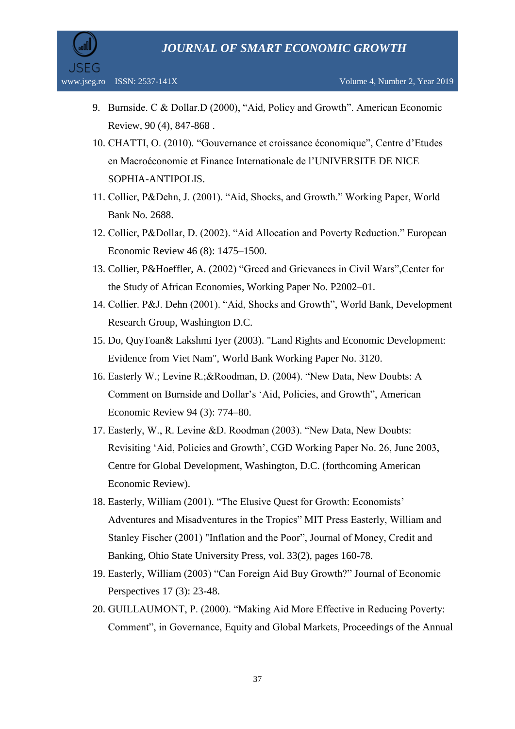9. Burnside. C & Dollar.D (2000), “Aid, Policy and Growth”. American Economic Review, 90 (4), 847-868 .
10. CHATTI, O. (2010). “Gouvernance et croissance économique”, Centre d’Etudes en Macroéconomie et Finance Internationale de l’UNIVERSITE DE NICE SOPHIA-ANTIPOLIS.
11. Collier, P&Dehn, J. (2001). “Aid, Shocks, and Growth.” Working Paper, World Bank No. 2688.
12. Collier, P&Dollar, D. (2002). “Aid Allocation and Poverty Reduction.” European Economic Review 46 (8): 1475–1500.
13. Collier, P&Hoeffler, A. (2002) “Greed and Grievances in Civil Wars”,Center for the Study of African Economies, Working Paper No. P2002–01.
14. Collier. P&J. Dehn (2001). “Aid, Shocks and Growth”, World Bank, Development Research Group, Washington D.C.
15. Do, QuyToan& Lakshmi Iyer (2003). "Land Rights and Economic Development: Evidence from Viet Nam", World Bank Working Paper No. 3120.
16. Easterly W.; Levine R.;&Roodman, D. (2004). “New Data, New Doubts: A Comment on Burnside and Dollar’s ‘Aid, Policies, and Growth”, American Economic Review 94 (3): 774–80.
17. Easterly, W., R. Levine &D. Roodman (2003). “New Data, New Doubts: Revisiting ‘Aid, Policies and Growth’, CGD Working Paper No. 26, June 2003, Centre for Global Development, Washington, D.C. (forthcoming American Economic Review).
18. Easterly, William (2001). “The Elusive Quest for Growth: Economists’ Adventures and Misadventures in the Tropics” MIT Press Easterly, William and Stanley Fischer (2001) "Inflation and the Poor”, Journal of Money, Credit and Banking, Ohio State University Press, vol. 33(2), pages 160-78.
19. Easterly, William (2003) “Can Foreign Aid Buy Growth?” Journal of Economic Perspectives 17 (3): 23-48.
20. GUILLAUMONT, P. (2000). “Making Aid More Effective in Reducing Poverty: Comment”, in Governance, Equity and Global Markets, Proceedings of the Annual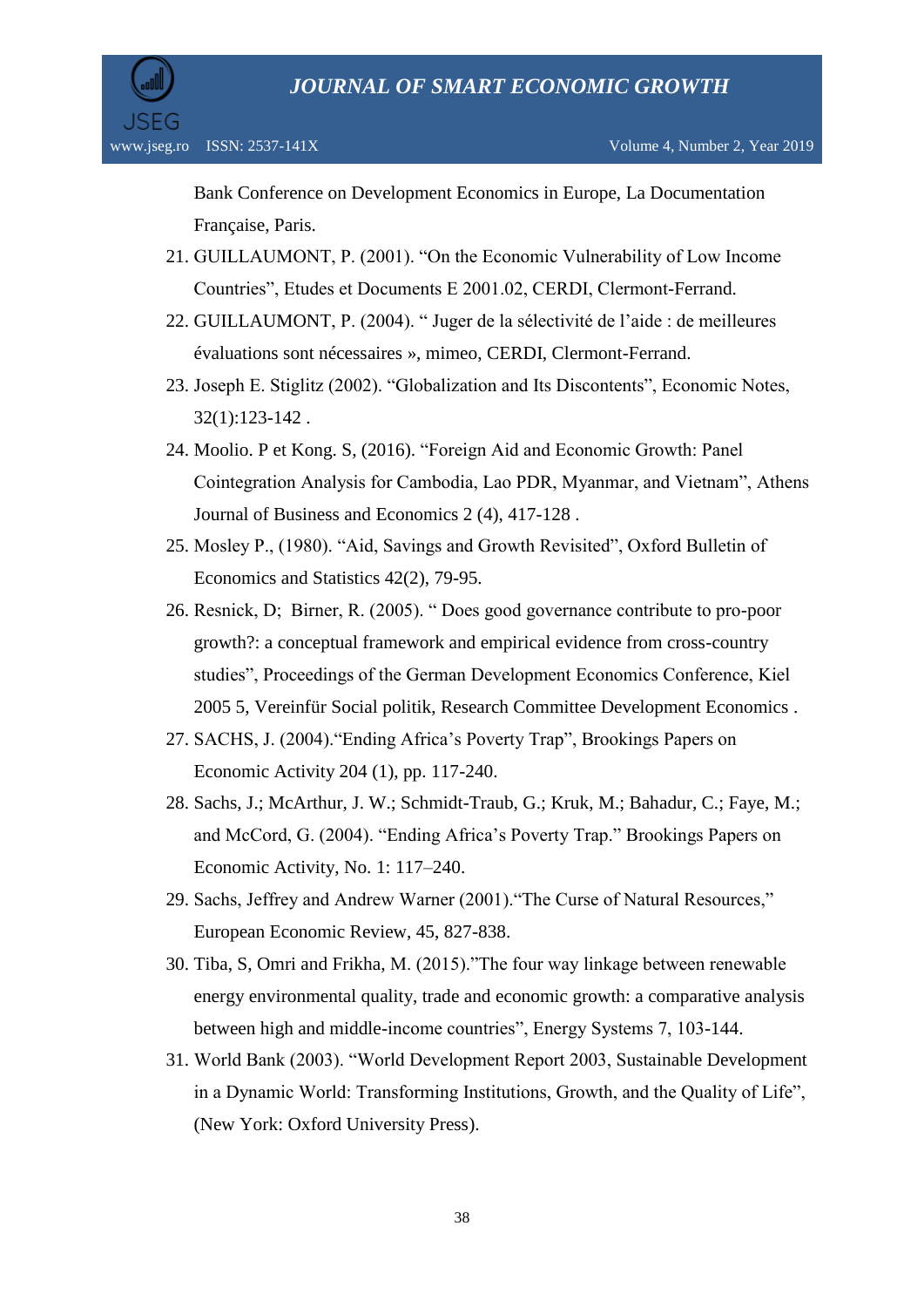Bank Conference on Development Economics in Europe, La Documentation Française, Paris.

21. GUILLAUMONT, P. (2001). “On the Economic Vulnerability of Low Income Countries”, Etudes et Documents E 2001.02, CERDI, Clermont-Ferrand.
22. GUILLAUMONT, P. (2004). “ Juger de la sélectivité de l’aide : de meilleures évaluations sont nécessaires », mimeo, CERDI, Clermont-Ferrand.
23. Joseph E. Stiglitz (2002). “Globalization and Its Discontents”, Economic Notes, 32(1):123-142 .
24. Moolio. P et Kong. S, (2016). “Foreign Aid and Economic Growth: Panel Cointegration Analysis for Cambodia, Lao PDR, Myanmar, and Vietnam”, Athens Journal of Business and Economics 2 (4), 417-128 .
25. Mosley P., (1980). “Aid, Savings and Growth Revisited”, Oxford Bulletin of Economics and Statistics 42(2), 79-95.
26. Resnick, D; Birner, R. (2005). “ Does good governance contribute to pro-poor growth?: a conceptual framework and empirical evidence from cross-country studies”, Proceedings of the German Development Economics Conference, Kiel 2005 5, Vereinfür Social politik, Research Committee Development Economics .
27. SACHS, J. (2004).“Ending Africa’s Poverty Trap”, Brookings Papers on Economic Activity 204 (1), pp. 117-240.
28. Sachs, J.; McArthur, J. W.; Schmidt-Traub, G.; Kruk, M.; Bahadur, C.; Faye, M.; and McCord, G. (2004). “Ending Africa’s Poverty Trap.” Brookings Papers on Economic Activity, No. 1: 117–240.
29. Sachs, Jeffrey and Andrew Warner (2001).“The Curse of Natural Resources,” European Economic Review, 45, 827-838.
30. Tiba, S, Omri and Frikha, M. (2015).”The four way linkage between renewable energy environmental quality, trade and economic growth: a comparative analysis between high and middle-income countries”, Energy Systems 7, 103-144.
31. World Bank (2003). “World Development Report 2003, Sustainable Development in a Dynamic World: Transforming Institutions, Growth, and the Quality of Life”, (New York: Oxford University Press).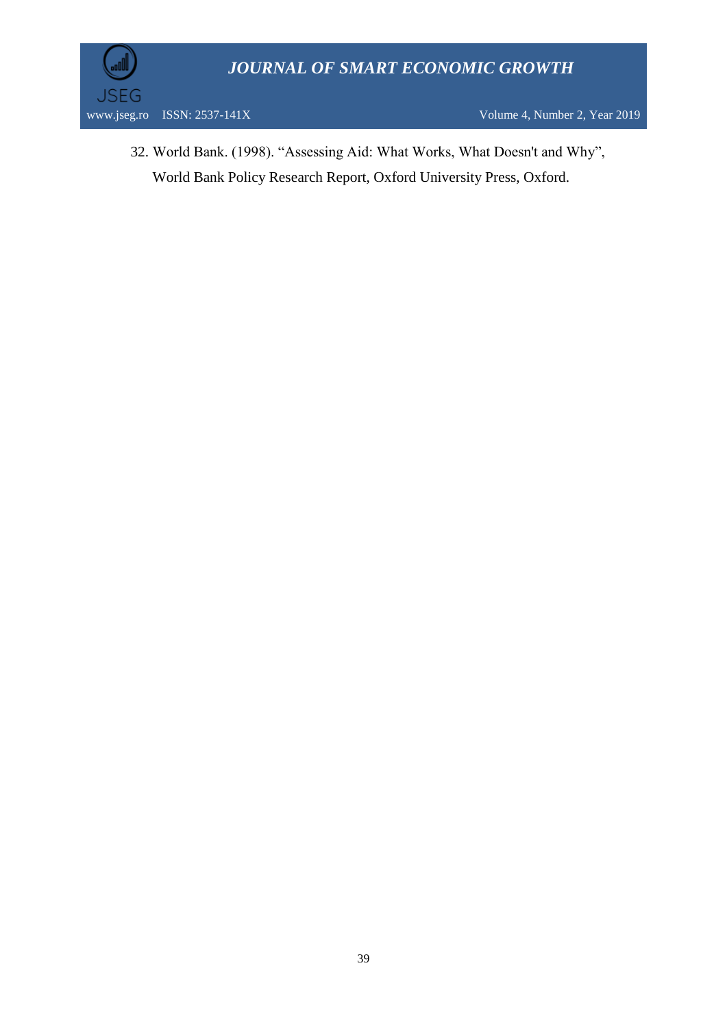32. World Bank. (1998). “Assessing Aid: What Works, What Doesn't and Why”, World Bank Policy Research Report, Oxford University Press, Oxford.